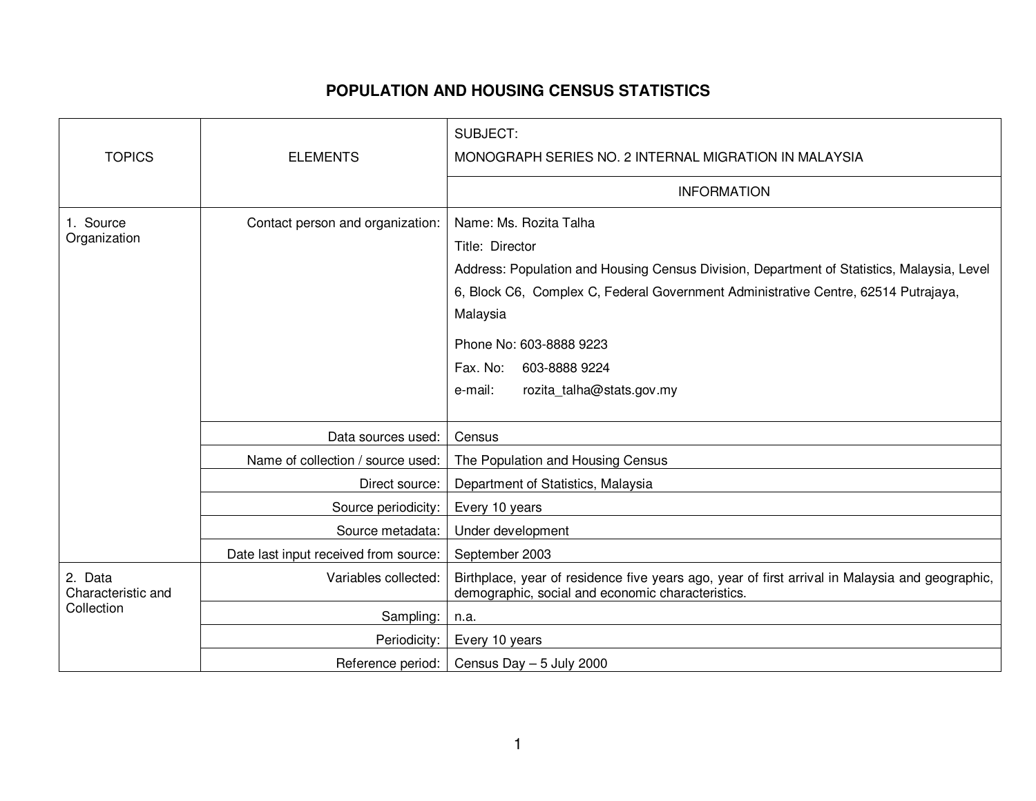# POPULATION AND HOUSING CENSUS STATISTICS

| TOPICS | ELEMENTS | SUBJECT: MONOGRAPH SERIES NO. 2 INTERNAL MIGRATION IN MALAYSIA |
|---|---|---|
| | | INFORMATION |
| 1. Source Organization | Contact person and organization: | Name: Ms. Rozita Talha<br>Title: Director<br>Address: Population and Housing Census Division, Department of Statistics, Malaysia, Level 6, Block C6, Complex C, Federal Government Administrative Centre, 62514 Putrajaya, Malaysia<br>Phone No: 603-8888 9223<br>Fax. No: 603-8888 9224<br>e-mail: rozita_talha@stats.gov.my |
| | Data sources used: | Census |
| | Name of collection / source used: | The Population and Housing Census |
| | Direct source: | Department of Statistics, Malaysia |
| | Source periodicity: | Every 10 years |
| | Source metadata: | Under development |
| | Date last input received from source: | September 2003 |
| 2. Data Characteristic and Collection | Variables collected: | Birthplace, year of residence five years ago, year of first arrival in Malaysia and geographic, demographic, social and economic characteristics. |
| | Sampling: | n.a. |
| | Periodicity: | Every 10 years |
| | Reference period: | Census Day – 5 July 2000 |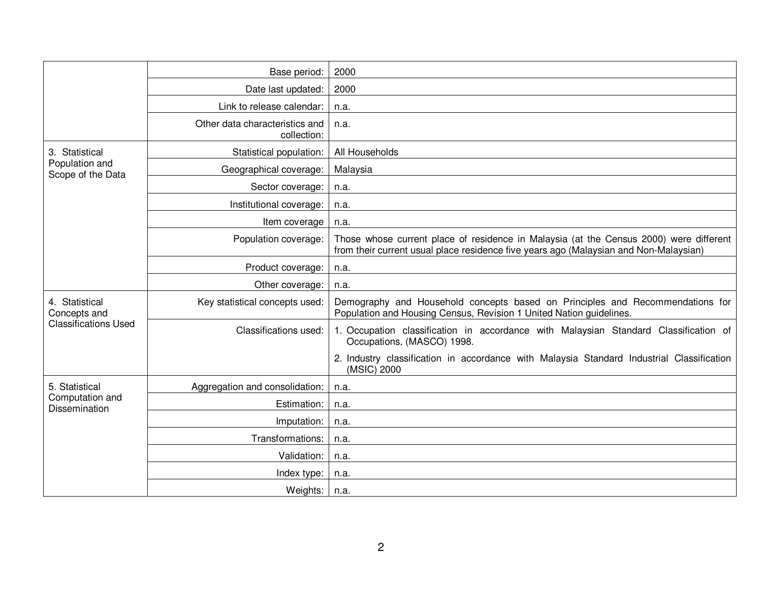| | | |
|---|---|---|
| | Base period: | 2000 |
| | Date last updated: | 2000 |
| | Link to release calendar: | n.a. |
| | Other data characteristics and collection: | n.a. |
| 3. Statistical Population and Scope of the Data | Statistical population: | All Households |
| | Geographical coverage: | Malaysia |
| | Sector coverage: | n.a. |
| | Institutional coverage: | n.a. |
| | Item coverage | n.a. |
| | Population coverage: | Those whose current place of residence in Malaysia (at the Census 2000) were different from their current usual place residence five years ago (Malaysian and Non-Malaysian) |
| | Product coverage: | n.a. |
| | Other coverage: | n.a. |
| 4. Statistical Concepts and Classifications Used | Key statistical concepts used: | Demography and Household concepts based on Principles and Recommendations for Population and Housing Census, Revision 1 United Nation guidelines. |
| | Classifications used: | 1. Occupation classification in accordance with Malaysian Standard Classification of Occupations, (MASCO) 1998.<br>2. Industry classification in accordance with Malaysia Standard Industrial Classification (MSIC) 2000 |
| 5. Statistical Computation and Dissemination | Aggregation and consolidation: | n.a. |
| | Estimation: | n.a. |
| | Imputation: | n.a. |
| | Transformations: | n.a. |
| | Validation: | n.a. |
| | Index type: | n.a. |
| | Weights: | n.a. |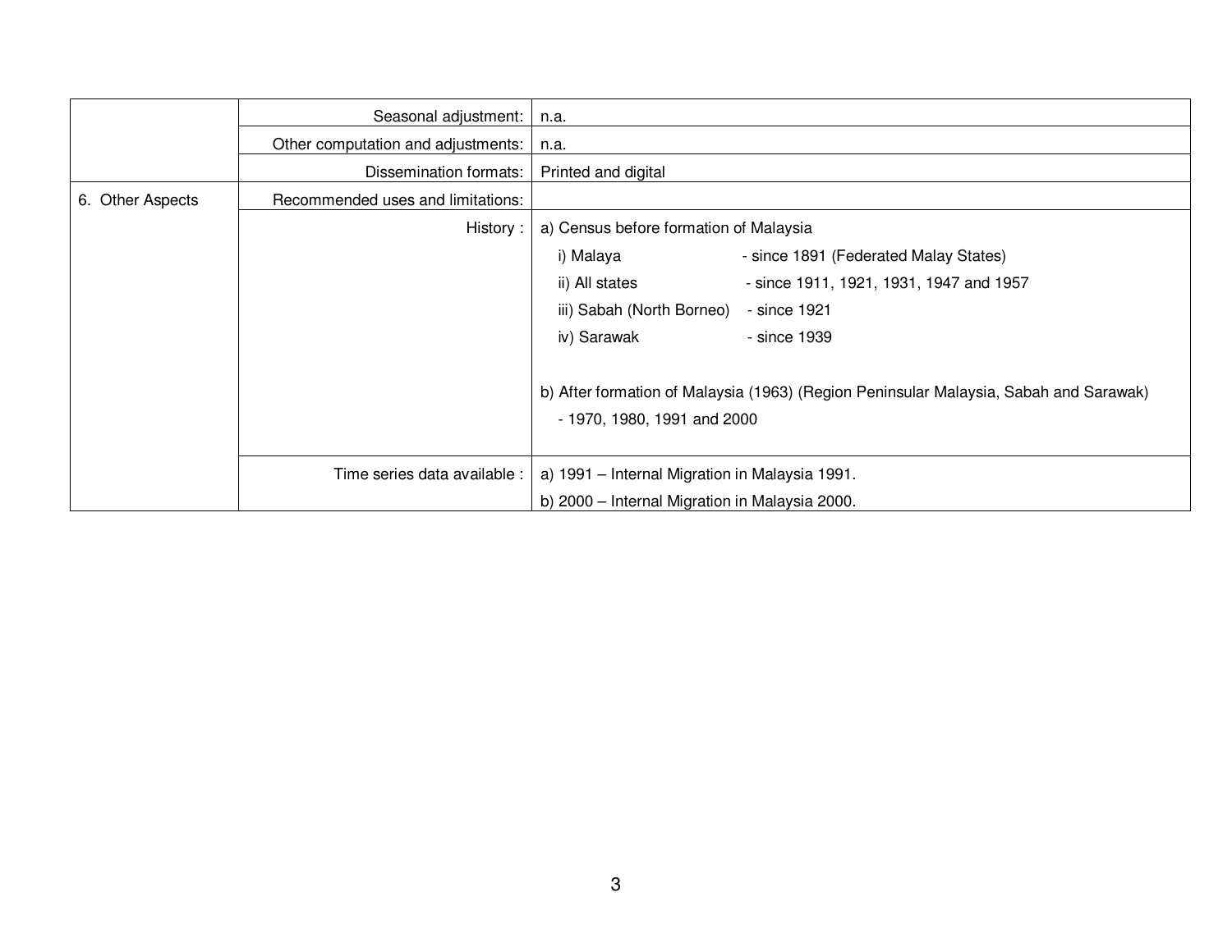| | | |
|---|---|---|
| | Seasonal adjustment: | n.a. |
| | Other computation and adjustments: | n.a. |
| | Dissemination formats: | Printed and digital |
| 6. Other Aspects | Recommended uses and limitations: | |
| | History : | a) Census before formation of Malaysia<br>i) Malaya - since 1891 (Federated Malay States)<br>ii) All states - since 1911, 1921, 1931, 1947 and 1957<br>iii) Sabah (North Borneo) - since 1921<br>iv) Sarawak - since 1939<br><br>b) After formation of Malaysia (1963) (Region Peninsular Malaysia, Sabah and Sarawak)<br>- 1970, 1980, 1991 and 2000 |
| | Time series data available : | a) 1991 – Internal Migration in Malaysia 1991.<br>b) 2000 – Internal Migration in Malaysia 2000. |